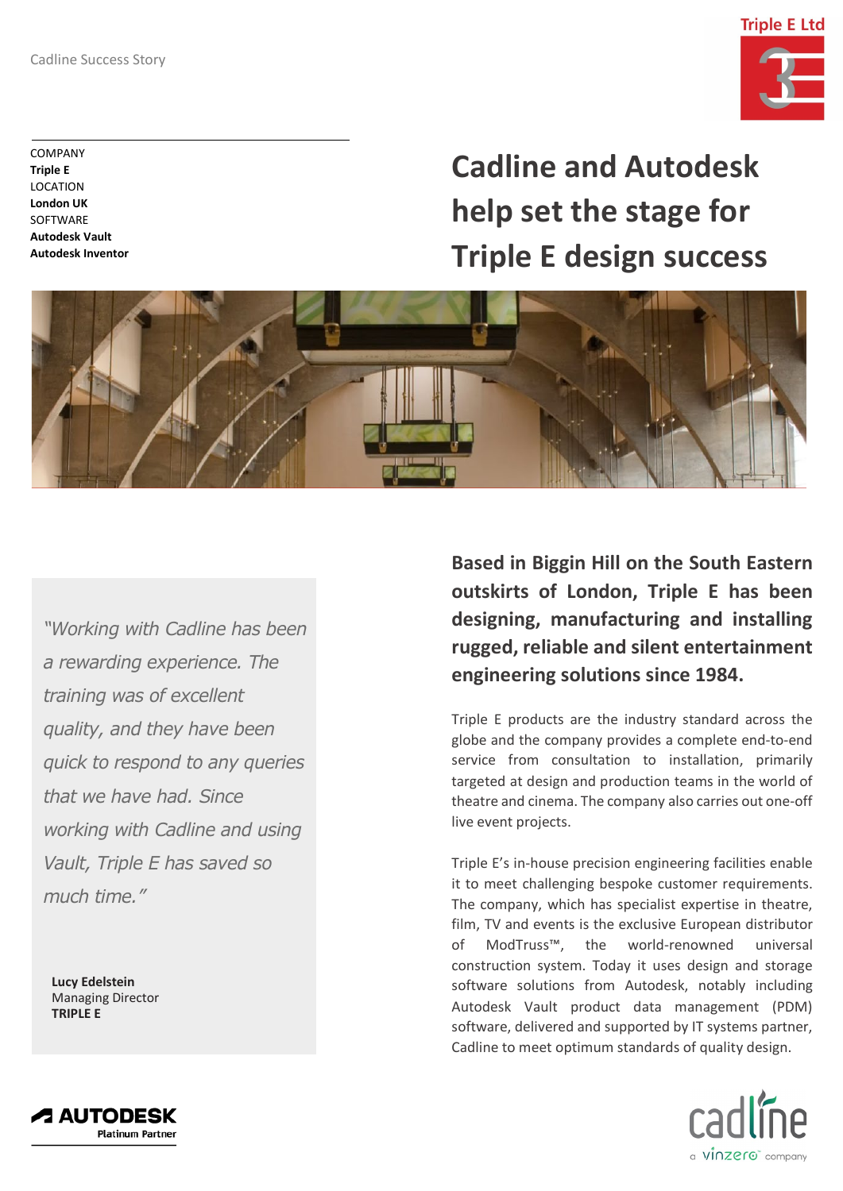Cadline Success Story

Triple E Ltd

COMPANY
**Triple E**
LOCATION
**London UK**
SOFTWARE
**Autodesk Vault**
**Autodesk Inventor**

# Cadline and Autodesk help set the stage for Triple E design success

> *"Working with Cadline has been a rewarding experience. The training was of excellent quality, and they have been quick to respond to any queries that we have had. Since working with Cadline and using Vault, Triple E has saved so much time."*
>
> **Lucy Edelstein**
> Managing Director
> **TRIPLE E**

**Based in Biggin Hill on the South Eastern outskirts of London, Triple E has been designing, manufacturing and installing rugged, reliable and silent entertainment engineering solutions since 1984.**

Triple E products are the industry standard across the globe and the company provides a complete end-to-end service from consultation to installation, primarily targeted at design and production teams in the world of theatre and cinema. The company also carries out one-off live event projects.

Triple E's in-house precision engineering facilities enable it to meet challenging bespoke customer requirements. The company, which has specialist expertise in theatre, film, TV and events is the exclusive European distributor of ModTruss™, the world-renowned universal construction system. Today it uses design and storage software solutions from Autodesk, notably including Autodesk Vault product data management (PDM) software, delivered and supported by IT systems partner, Cadline to meet optimum standards of quality design.

AUTODESK Platinum Partner

cadline a vinzero company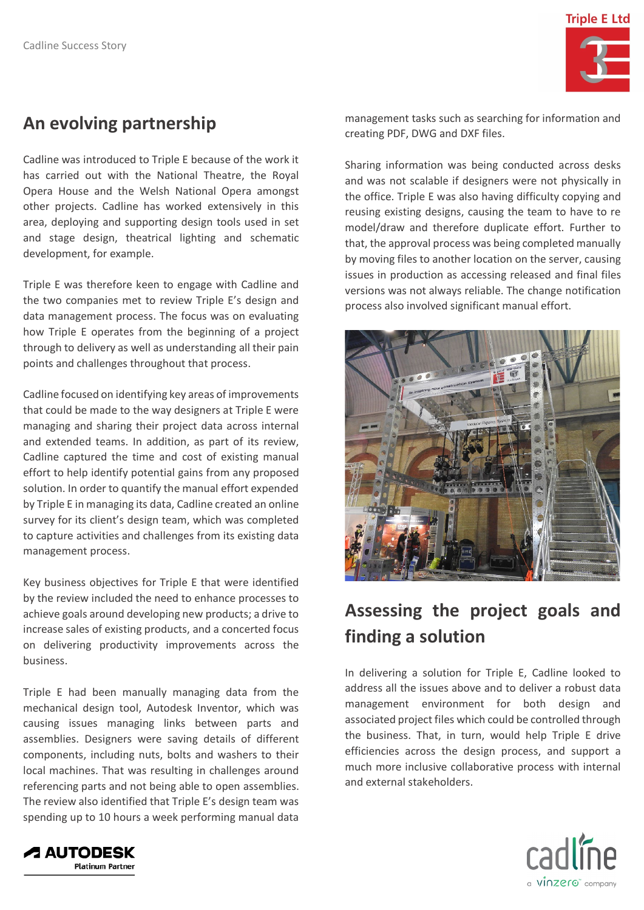## An evolving partnership

Cadline was introduced to Triple E because of the work it has carried out with the National Theatre, the Royal Opera House and the Welsh National Opera amongst other projects. Cadline has worked extensively in this area, deploying and supporting design tools used in set and stage design, theatrical lighting and schematic development, for example.

Triple E was therefore keen to engage with Cadline and the two companies met to review Triple E's design and data management process. The focus was on evaluating how Triple E operates from the beginning of a project through to delivery as well as understanding all their pain points and challenges throughout that process.

Cadline focused on identifying key areas of improvements that could be made to the way designers at Triple E were managing and sharing their project data across internal and extended teams. In addition, as part of its review, Cadline captured the time and cost of existing manual effort to help identify potential gains from any proposed solution. In order to quantify the manual effort expended by Triple E in managing its data, Cadline created an online survey for its client's design team, which was completed to capture activities and challenges from its existing data management process.

Key business objectives for Triple E that were identified by the review included the need to enhance processes to achieve goals around developing new products; a drive to increase sales of existing products, and a concerted focus on delivering productivity improvements across the business.

Triple E had been manually managing data from the mechanical design tool, Autodesk Inventor, which was causing issues managing links between parts and assemblies. Designers were saving details of different components, including nuts, bolts and washers to their local machines. That was resulting in challenges around referencing parts and not being able to open assemblies. The review also identified that Triple E's design team was spending up to 10 hours a week performing manual data management tasks such as searching for information and creating PDF, DWG and DXF files.

Sharing information was being conducted across desks and was not scalable if designers were not physically in the office. Triple E was also having difficulty copying and reusing existing designs, causing the team to have to re model/draw and therefore duplicate effort. Further to that, the approval process was being completed manually by moving files to another location on the server, causing issues in production as accessing released and final files versions was not always reliable. The change notification process also involved significant manual effort.

## Assessing the project goals and finding a solution

In delivering a solution for Triple E, Cadline looked to address all the issues above and to deliver a robust data management environment for both design and associated project files which could be controlled through the business. That, in turn, would help Triple E drive efficiencies across the design process, and support a much more inclusive collaborative process with internal and external stakeholders.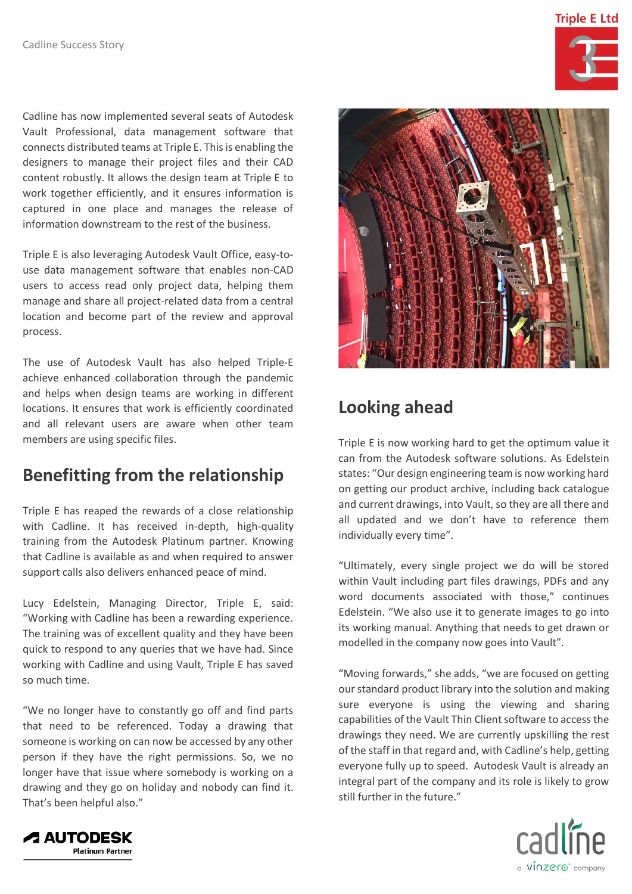Cadline has now implemented several seats of Autodesk Vault Professional, data management software that connects distributed teams at Triple E. This is enabling the designers to manage their project files and their CAD content robustly. It allows the design team at Triple E to work together efficiently, and it ensures information is captured in one place and manages the release of information downstream to the rest of the business.

Triple E is also leveraging Autodesk Vault Office, easy-to-use data management software that enables non-CAD users to access read only project data, helping them manage and share all project-related data from a central location and become part of the review and approval process.

The use of Autodesk Vault has also helped Triple-E achieve enhanced collaboration through the pandemic and helps when design teams are working in different locations. It ensures that work is efficiently coordinated and all relevant users are aware when other team members are using specific files.

## Benefitting from the relationship

Triple E has reaped the rewards of a close relationship with Cadline. It has received in-depth, high-quality training from the Autodesk Platinum partner. Knowing that Cadline is available as and when required to answer support calls also delivers enhanced peace of mind.

Lucy Edelstein, Managing Director, Triple E, said: "Working with Cadline has been a rewarding experience. The training was of excellent quality and they have been quick to respond to any queries that we have had. Since working with Cadline and using Vault, Triple E has saved so much time.

"We no longer have to constantly go off and find parts that need to be referenced. Today a drawing that someone is working on can now be accessed by any other person if they have the right permissions. So, we no longer have that issue where somebody is working on a drawing and they go on holiday and nobody can find it. That's been helpful also."

## Looking ahead

Triple E is now working hard to get the optimum value it can from the Autodesk software solutions. As Edelstein states: "Our design engineering team is now working hard on getting our product archive, including back catalogue and current drawings, into Vault, so they are all there and all updated and we don't have to reference them individually every time".

"Ultimately, every single project we do will be stored within Vault including part files drawings, PDFs and any word documents associated with those," continues Edelstein. "We also use it to generate images to go into its working manual. Anything that needs to get drawn or modelled in the company now goes into Vault".

"Moving forwards," she adds, "we are focused on getting our standard product library into the solution and making sure everyone is using the viewing and sharing capabilities of the Vault Thin Client software to access the drawings they need. We are currently upskilling the rest of the staff in that regard and, with Cadline's help, getting everyone fully up to speed. Autodesk Vault is already an integral part of the company and its role is likely to grow still further in the future."